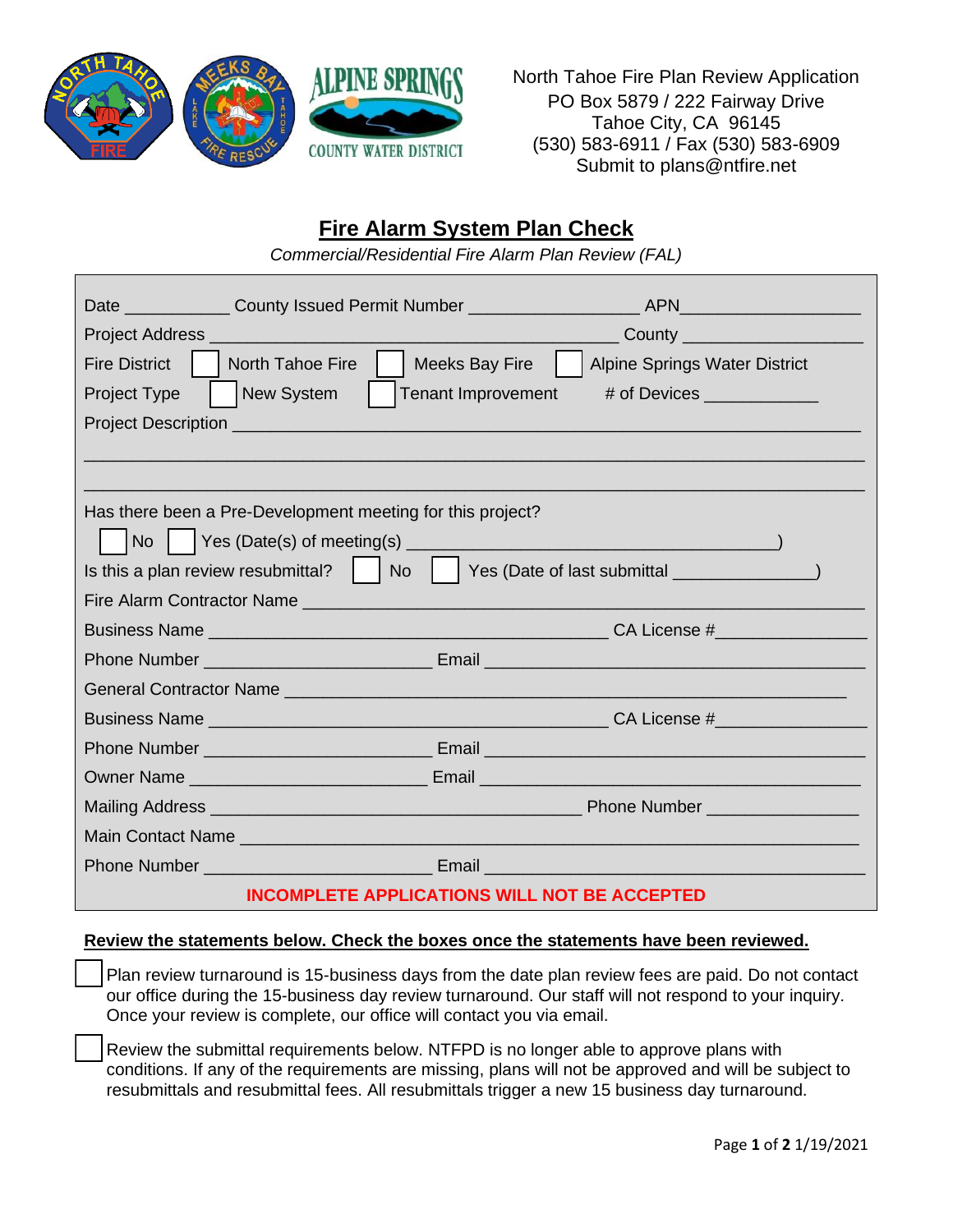North Tahoe Fire Plan Review Application
PO Box 5879 / 222 Fairway Drive
Tahoe City, CA 96145
(530) 583-6911 / Fax (530) 583-6909
Submit to plans@ntfire.net

# Fire Alarm System Plan Check

*Commercial/Residential Fire Alarm Plan Review (FAL)*

Date ___________ County Issued Permit Number _________________ APN___________________

Project Address __________________________________________ County ___________________

Fire District ☐ North Tahoe Fire ☐ Meeks Bay Fire ☐ Alpine Springs Water District

Project Type ☐ New System ☐ Tenant Improvement # of Devices ___________

Project Description ___________________________________________________________________

_____________________________________________________________________________________

_____________________________________________________________________________________

Has there been a Pre-Development meeting for this project?

☐ No ☐ Yes (Date(s) of meeting(s) _____________________________________)

Is this a plan review resubmittal? ☐ No ☐ Yes (Date of last submittal _______________)

Fire Alarm Contractor Name ___________________________________________________________

Business Name __________________________________________ CA License #_______________

Phone Number _______________________ Email _________________________________________

General Contractor Name _____________________________________________________________

Business Name __________________________________________ CA License #_______________

Phone Number _______________________ Email _________________________________________

Owner Name _________________________ Email _________________________________________

Mailing Address _______________________________________ Phone Number _______________

Main Contact Name ___________________________________________________________________

Phone Number _______________________ Email _________________________________________

**INCOMPLETE APPLICATIONS WILL NOT BE ACCEPTED**

**Review the statements below. Check the boxes once the statements have been reviewed.**

☐ Plan review turnaround is 15-business days from the date plan review fees are paid. Do not contact our office during the 15-business day review turnaround. Our staff will not respond to your inquiry. Once your review is complete, our office will contact you via email.

☐ Review the submittal requirements below. NTFPD is no longer able to approve plans with conditions. If any of the requirements are missing, plans will not be approved and will be subject to resubmittals and resubmittal fees. All resubmittals trigger a new 15 business day turnaround.

1/19/2021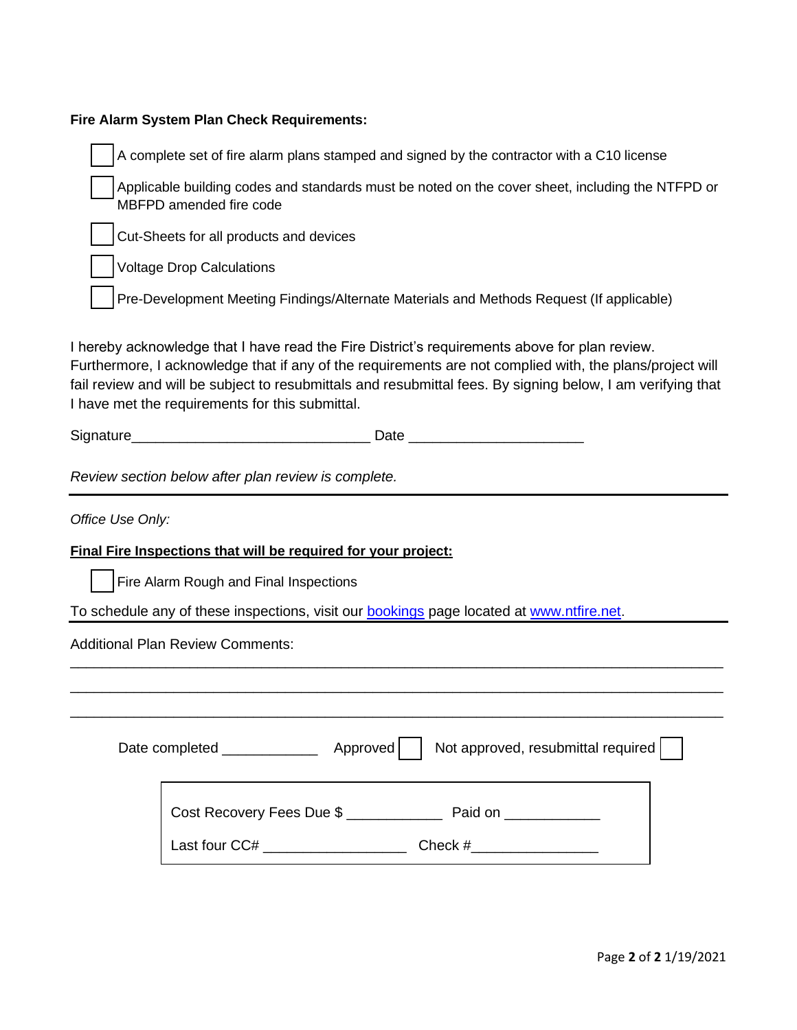**Fire Alarm System Plan Check Requirements:**

- ☐ A complete set of fire alarm plans stamped and signed by the contractor with a C10 license
- ☐ Applicable building codes and standards must be noted on the cover sheet, including the NTFPD or MBFPD amended fire code
- ☐ Cut-Sheets for all products and devices
- ☐ Voltage Drop Calculations
- ☐ Pre-Development Meeting Findings/Alternate Materials and Methods Request (If applicable)

I hereby acknowledge that I have read the Fire District's requirements above for plan review. Furthermore, I acknowledge that if any of the requirements are not complied with, the plans/project will fail review and will be subject to resubmittals and resubmittal fees. By signing below, I am verifying that I have met the requirements for this submittal.

Signature______________________________ Date ______________________

*Review section below after plan review is complete.*

---

*Office Use Only:*

**<u>Final Fire Inspections that will be required for your project:</u>**

- ☐ Fire Alarm Rough and Final Inspections

To schedule any of these inspections, visit our [bookings](bookings) page located at [www.ntfire.net](www.ntfire.net).

---

Additional Plan Review Comments:

_______________________________________________________________________________

_______________________________________________________________________________

_______________________________________________________________________________

Date completed ____________ Approved ☐ Not approved, resubmittal required ☐

Cost Recovery Fees Due $ ____________ Paid on ____________

Last four CC# _________________ Check #_______________